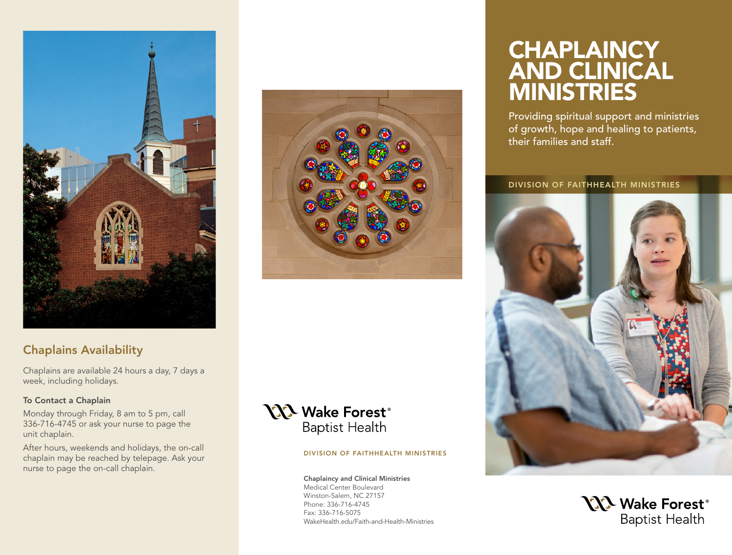## Chaplains Availability

Chaplains are available 24 hours a day, 7 days a week, including holidays.

**To Contact a Chaplain**

Monday through Friday, 8 am to 5 pm, call 336-716-4745 or ask your nurse to page the unit chaplain.

After hours, weekends and holidays, the on-call chaplain may be reached by telepage. Ask your nurse to page the on-call chaplain.

Wake Forest® Baptist Health

DIVISION OF FAITHHEALTH MINISTRIES

**Chaplaincy and Clinical Ministries**
Medical Center Boulevard
Winston-Salem, NC 27157
Phone: 336-716-4745
Fax: 336-716-5075
WakeHealth.edu/Faith-and-Health-Ministries

# CHAPLAINCY AND CLINICAL MINISTRIES

Providing spiritual support and ministries of growth, hope and healing to patients, their families and staff.

DIVISION OF FAITHHEALTH MINISTRIES

Wake Forest® Baptist Health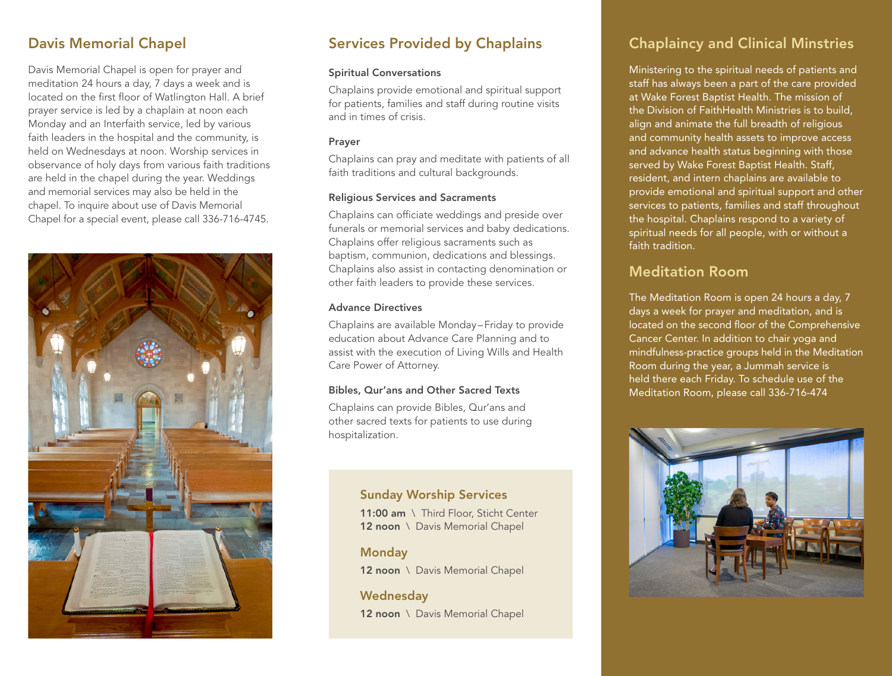## Davis Memorial Chapel

Davis Memorial Chapel is open for prayer and meditation 24 hours a day, 7 days a week and is located on the first floor of Watlington Hall. A brief prayer service is led by a chaplain at noon each Monday and an Interfaith service, led by various faith leaders in the hospital and the community, is held on Wednesdays at noon. Worship services in observance of holy days from various faith traditions are held in the chapel during the year. Weddings and memorial services may also be held in the chapel. To inquire about use of Davis Memorial Chapel for a special event, please call 336-716-4745.

## Services Provided by Chaplains

### Spiritual Conversations

Chaplains provide emotional and spiritual support for patients, families and staff during routine visits and in times of crisis.

### Prayer

Chaplains can pray and meditate with patients of all faith traditions and cultural backgrounds.

### Religious Services and Sacraments

Chaplains can officiate weddings and preside over funerals or memorial services and baby dedications. Chaplains offer religious sacraments such as baptism, communion, dedications and blessings. Chaplains also assist in contacting denomination or other faith leaders to provide these services.

### Advance Directives

Chaplains are available Monday–Friday to provide education about Advance Care Planning and to assist with the execution of Living Wills and Health Care Power of Attorney.

### Bibles, Qur'ans and Other Sacred Texts

Chaplains can provide Bibles, Qur'ans and other sacred texts for patients to use during hospitalization.

### Sunday Worship Services

**11:00 am** \ Third Floor, Sticht Center
**12 noon** \ Davis Memorial Chapel

### Monday

**12 noon** \ Davis Memorial Chapel

### Wednesday

**12 noon** \ Davis Memorial Chapel

## Chaplaincy and Clinical Minstries

Ministering to the spiritual needs of patients and staff has always been a part of the care provided at Wake Forest Baptist Health. The mission of the Division of FaithHealth Ministries is to build, align and animate the full breadth of religious and community health assets to improve access and advance health status beginning with those served by Wake Forest Baptist Health. Staff, resident, and intern chaplains are available to provide emotional and spiritual support and other services to patients, families and staff throughout the hospital. Chaplains respond to a variety of spiritual needs for all people, with or without a faith tradition.

## Meditation Room

The Meditation Room is open 24 hours a day, 7 days a week for prayer and meditation, and is located on the second floor of the Comprehensive Cancer Center. In addition to chair yoga and mindfulness-practice groups held in the Meditation Room during the year, a Jummah service is held there each Friday. To schedule use of the Meditation Room, please call 336-716-474